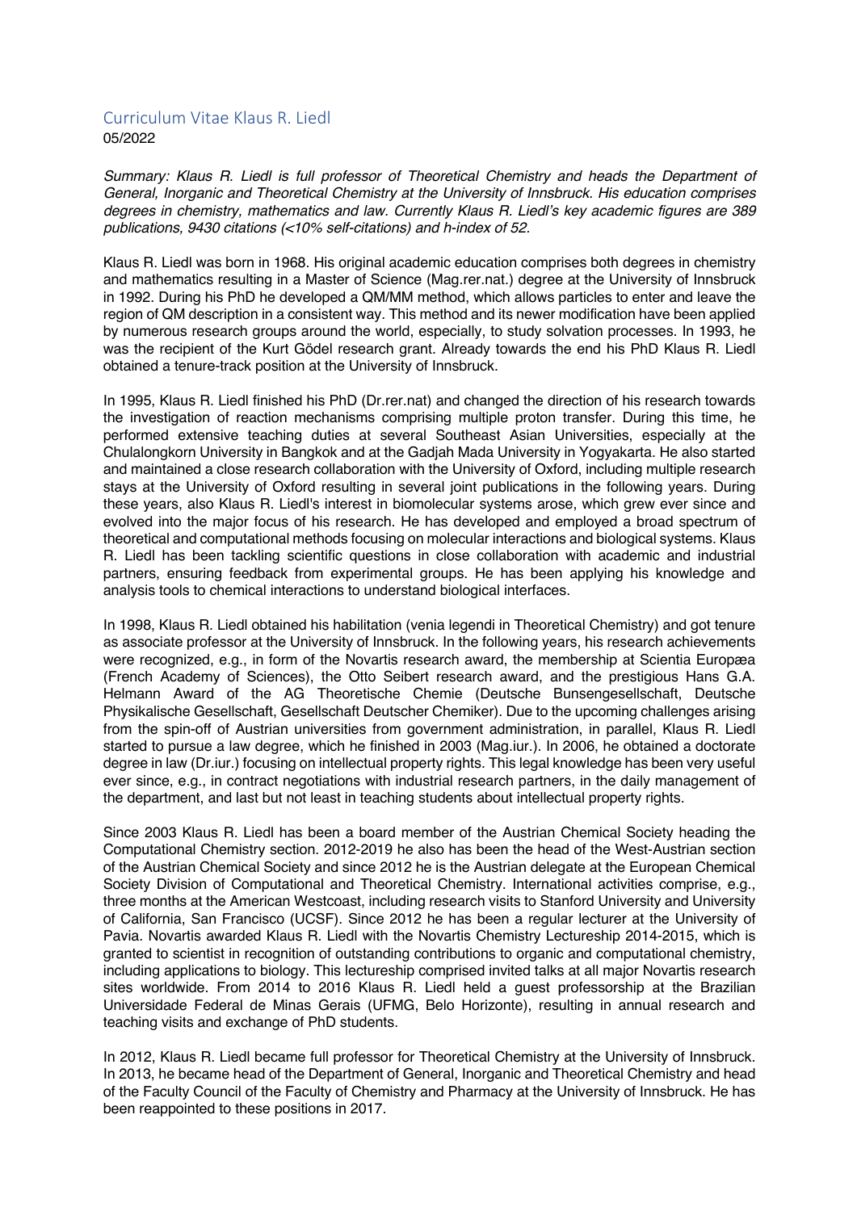# Curriculum Vitae Klaus R. Liedl

05/2022

*Summary: Klaus R. Liedl is full professor of Theoretical Chemistry and heads the Department of General, Inorganic and Theoretical Chemistry at the University of Innsbruck. His education comprises degrees in chemistry, mathematics and law. Currently Klaus R. Liedl's key academic figures are 389 publications, 9430 citations (<10% self-citations) and h-index of 52.*

Klaus R. Liedl was born in 1968. His original academic education comprises both degrees in chemistry and mathematics resulting in a Master of Science (Mag.rer.nat.) degree at the University of Innsbruck in 1992. During his PhD he developed a QM/MM method, which allows particles to enter and leave the region of QM description in a consistent way. This method and its newer modification have been applied by numerous research groups around the world, especially, to study solvation processes. In 1993, he was the recipient of the Kurt Gödel research grant. Already towards the end his PhD Klaus R. Liedl obtained a tenure-track position at the University of Innsbruck.

In 1995, Klaus R. Liedl finished his PhD (Dr.rer.nat) and changed the direction of his research towards the investigation of reaction mechanisms comprising multiple proton transfer. During this time, he performed extensive teaching duties at several Southeast Asian Universities, especially at the Chulalongkorn University in Bangkok and at the Gadjah Mada University in Yogyakarta. He also started and maintained a close research collaboration with the University of Oxford, including multiple research stays at the University of Oxford resulting in several joint publications in the following years. During these years, also Klaus R. Liedl's interest in biomolecular systems arose, which grew ever since and evolved into the major focus of his research. He has developed and employed a broad spectrum of theoretical and computational methods focusing on molecular interactions and biological systems. Klaus R. Liedl has been tackling scientific questions in close collaboration with academic and industrial partners, ensuring feedback from experimental groups. He has been applying his knowledge and analysis tools to chemical interactions to understand biological interfaces.

In 1998, Klaus R. Liedl obtained his habilitation (venia legendi in Theoretical Chemistry) and got tenure as associate professor at the University of Innsbruck. In the following years, his research achievements were recognized, e.g., in form of the Novartis research award, the membership at Scientia Europæa (French Academy of Sciences), the Otto Seibert research award, and the prestigious Hans G.A. Helmann Award of the AG Theoretische Chemie (Deutsche Bunsengesellschaft, Deutsche Physikalische Gesellschaft, Gesellschaft Deutscher Chemiker). Due to the upcoming challenges arising from the spin-off of Austrian universities from government administration, in parallel, Klaus R. Liedl started to pursue a law degree, which he finished in 2003 (Mag.iur.). In 2006, he obtained a doctorate degree in law (Dr.iur.) focusing on intellectual property rights. This legal knowledge has been very useful ever since, e.g., in contract negotiations with industrial research partners, in the daily management of the department, and last but not least in teaching students about intellectual property rights.

Since 2003 Klaus R. Liedl has been a board member of the Austrian Chemical Society heading the Computational Chemistry section. 2012-2019 he also has been the head of the West-Austrian section of the Austrian Chemical Society and since 2012 he is the Austrian delegate at the European Chemical Society Division of Computational and Theoretical Chemistry. International activities comprise, e.g., three months at the American Westcoast, including research visits to Stanford University and University of California, San Francisco (UCSF). Since 2012 he has been a regular lecturer at the University of Pavia. Novartis awarded Klaus R. Liedl with the Novartis Chemistry Lectureship 2014-2015, which is granted to scientist in recognition of outstanding contributions to organic and computational chemistry, including applications to biology. This lectureship comprised invited talks at all major Novartis research sites worldwide. From 2014 to 2016 Klaus R. Liedl held a guest professorship at the Brazilian Universidade Federal de Minas Gerais (UFMG, Belo Horizonte), resulting in annual research and teaching visits and exchange of PhD students.

In 2012, Klaus R. Liedl became full professor for Theoretical Chemistry at the University of Innsbruck. In 2013, he became head of the Department of General, Inorganic and Theoretical Chemistry and head of the Faculty Council of the Faculty of Chemistry and Pharmacy at the University of Innsbruck. He has been reappointed to these positions in 2017.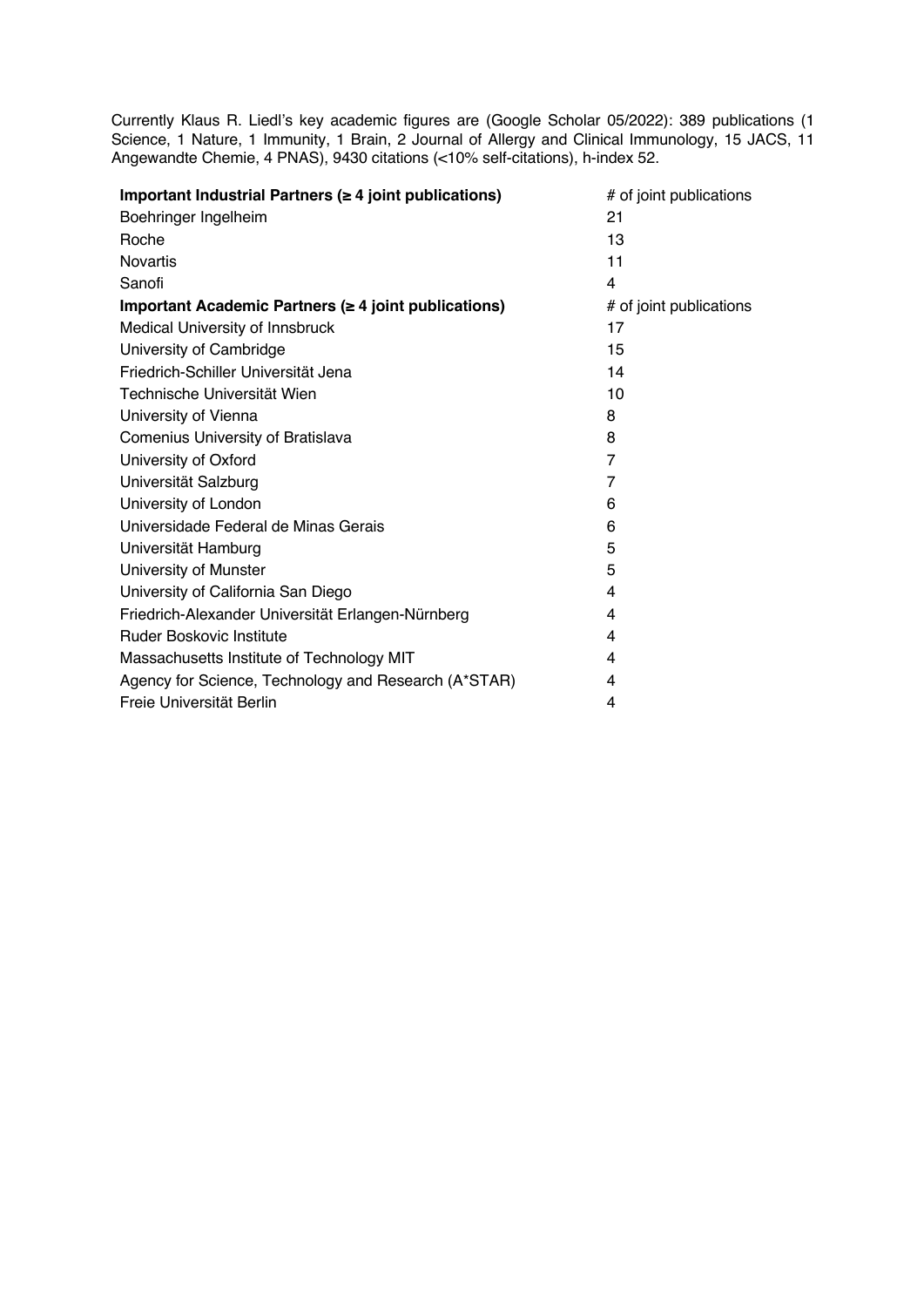Currently Klaus R. Liedl's key academic figures are (Google Scholar 05/2022): 389 publications (1 Science, 1 Nature, 1 Immunity, 1 Brain, 2 Journal of Allergy and Clinical Immunology, 15 JACS, 11 Angewandte Chemie, 4 PNAS), 9430 citations (<10% self-citations), h-index 52.

| **Important Industrial Partners (≥ 4 joint publications)** | # of joint publications |
|---|---|
| Boehringer Ingelheim | 21 |
| Roche | 13 |
| Novartis | 11 |
| Sanofi | 4 |
| **Important Academic Partners (≥ 4 joint publications)** | # of joint publications |
| Medical University of Innsbruck | 17 |
| University of Cambridge | 15 |
| Friedrich-Schiller Universität Jena | 14 |
| Technische Universität Wien | 10 |
| University of Vienna | 8 |
| Comenius University of Bratislava | 8 |
| University of Oxford | 7 |
| Universität Salzburg | 7 |
| University of London | 6 |
| Universidade Federal de Minas Gerais | 6 |
| Universität Hamburg | 5 |
| University of Munster | 5 |
| University of California San Diego | 4 |
| Friedrich-Alexander Universität Erlangen-Nürnberg | 4 |
| Ruder Boskovic Institute | 4 |
| Massachusetts Institute of Technology MIT | 4 |
| Agency for Science, Technology and Research (A*STAR) | 4 |
| Freie Universität Berlin | 4 |